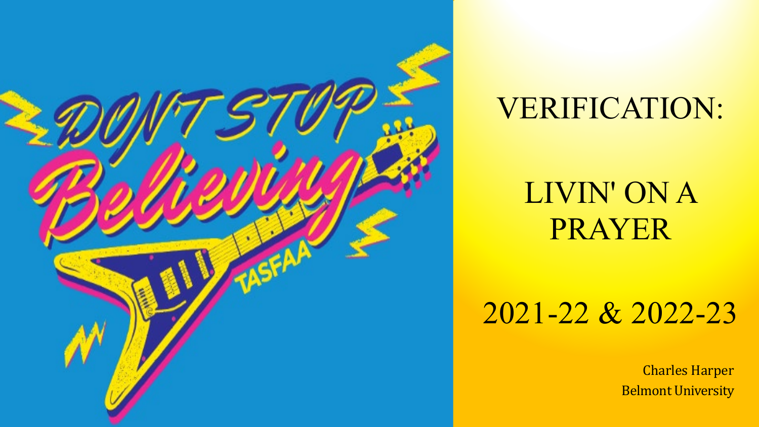# VERIFICATION:

## LIVIN' ON A PRAYER

## 2021-22 & 2022-23

Charles Harper
Belmont University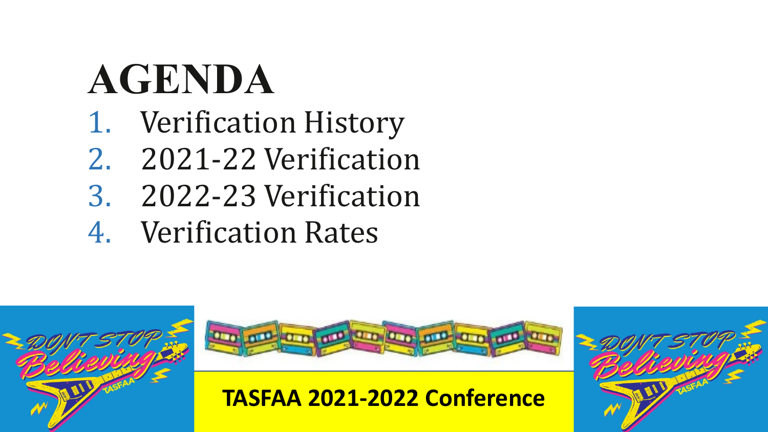# AGENDA

1. Verification History
2. 2021-22 Verification
3. 2022-23 Verification
4. Verification Rates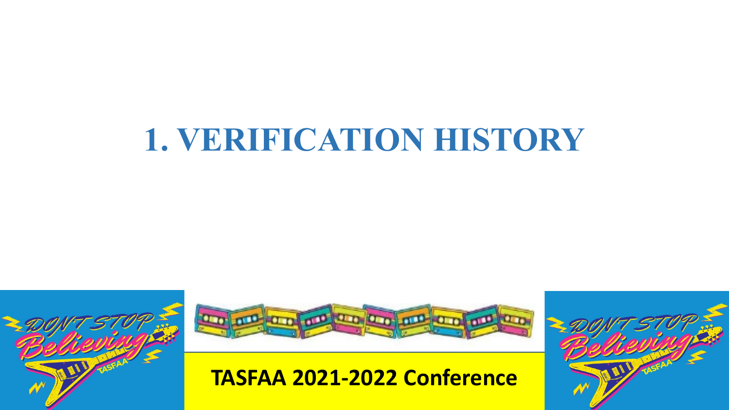# 1. VERIFICATION HISTORY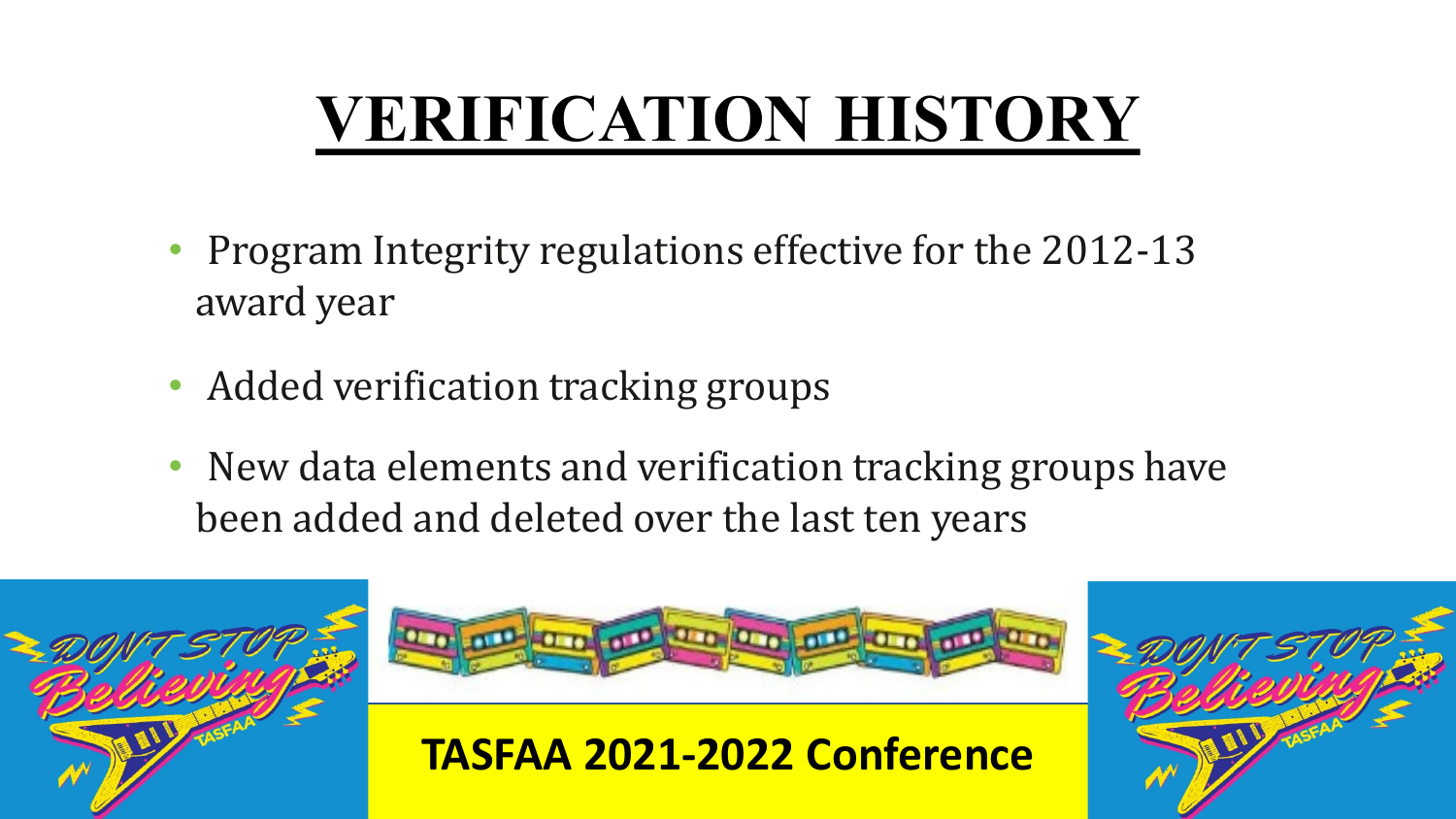# VERIFICATION HISTORY

- Program Integrity regulations effective for the 2012-13 award year
- Added verification tracking groups
- New data elements and verification tracking groups have been added and deleted over the last ten years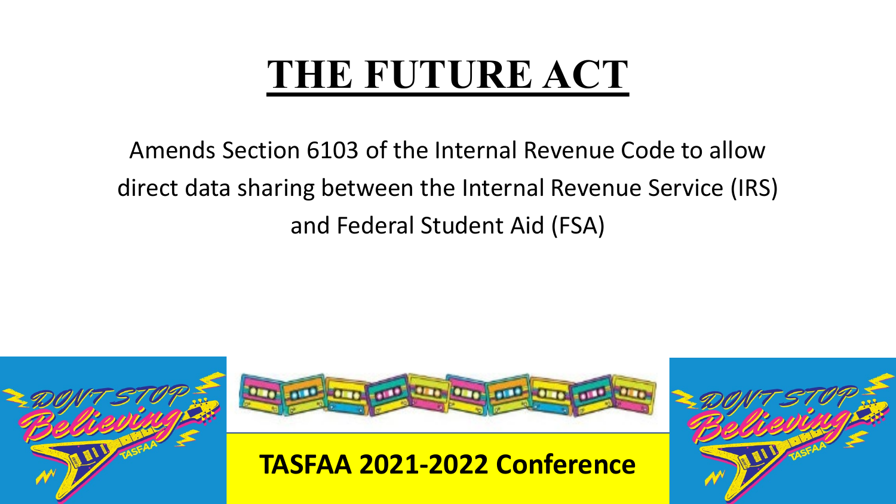# THE FUTURE ACT

Amends Section 6103 of the Internal Revenue Code to allow direct data sharing between the Internal Revenue Service (IRS) and Federal Student Aid (FSA)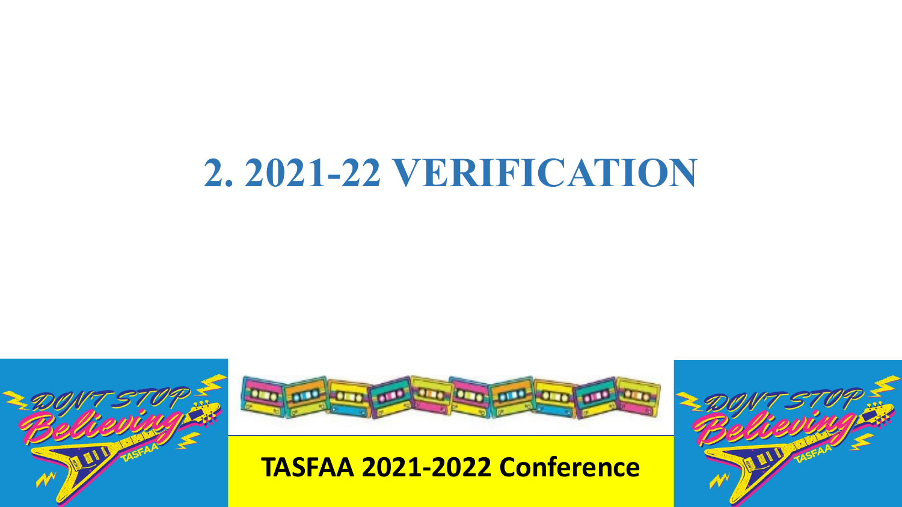# 2. 2021-22 VERIFICATION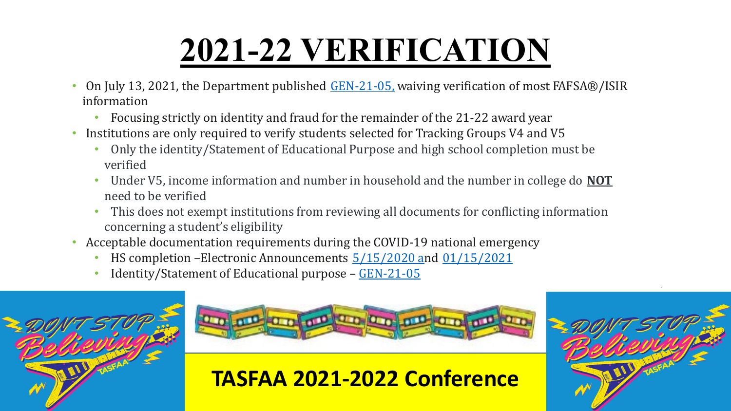# 2021-22 VERIFICATION

- On July 13, 2021, the Department published GEN-21-05, waiving verification of most FAFSA®/ISIR information
  - Focusing strictly on identity and fraud for the remainder of the 21-22 award year
- Institutions are only required to verify students selected for Tracking Groups V4 and V5
  - Only the identity/Statement of Educational Purpose and high school completion must be verified
  - Under V5, income information and number in household and the number in college do **NOT** need to be verified
  - This does not exempt institutions from reviewing all documents for conflicting information concerning a student's eligibility
- Acceptable documentation requirements during the COVID-19 national emergency
  - HS completion –Electronic Announcements 5/15/2020 and 01/15/2021
  - Identity/Statement of Educational purpose – GEN-21-05

**TASFAA 2021-2022 Conference**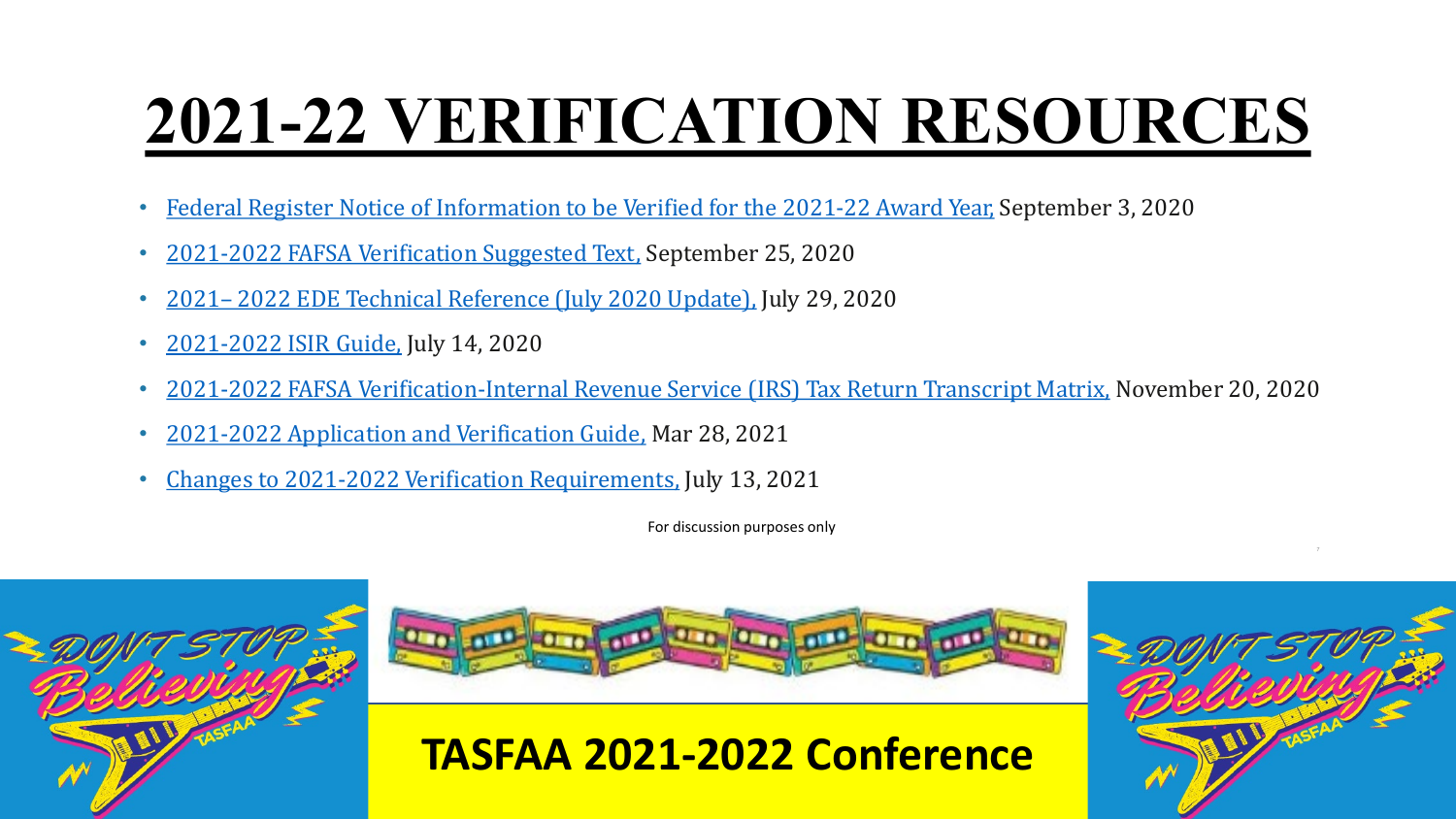# 2021-22 VERIFICATION RESOURCES

- Federal Register Notice of Information to be Verified for the 2021-22 Award Year, September 3, 2020
- 2021-2022 FAFSA Verification Suggested Text, September 25, 2020
- 2021– 2022 EDE Technical Reference (July 2020 Update), July 29, 2020
- 2021-2022 ISIR Guide, July 14, 2020
- 2021-2022 FAFSA Verification-Internal Revenue Service (IRS) Tax Return Transcript Matrix, November 20, 2020
- 2021-2022 Application and Verification Guide, Mar 28, 2021
- Changes to 2021-2022 Verification Requirements, July 13, 2021

For discussion purposes only

TASFAA 2021-2022 Conference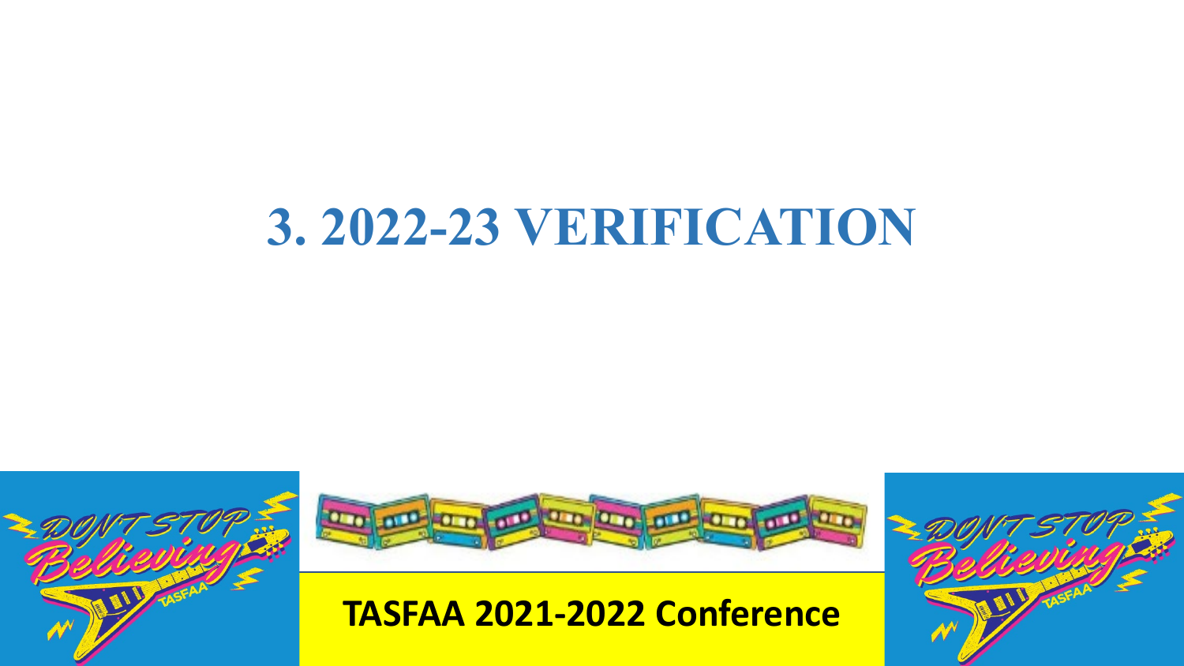# 3. 2022-23 VERIFICATION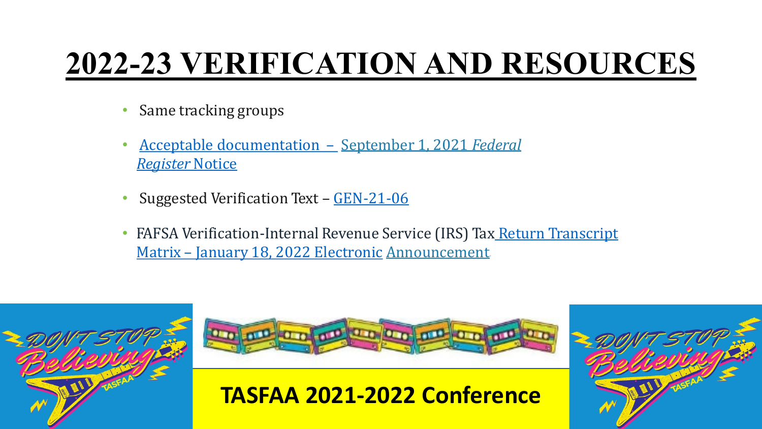# 2022-23 VERIFICATION AND RESOURCES

- Same tracking groups
- Acceptable documentation – September 1, 2021 *Federal Register* Notice
- Suggested Verification Text – GEN-21-06
- FAFSA Verification-Internal Revenue Service (IRS) Tax Return Transcript Matrix – January 18, 2022 Electronic Announcement

TASFAA 2021-2022 Conference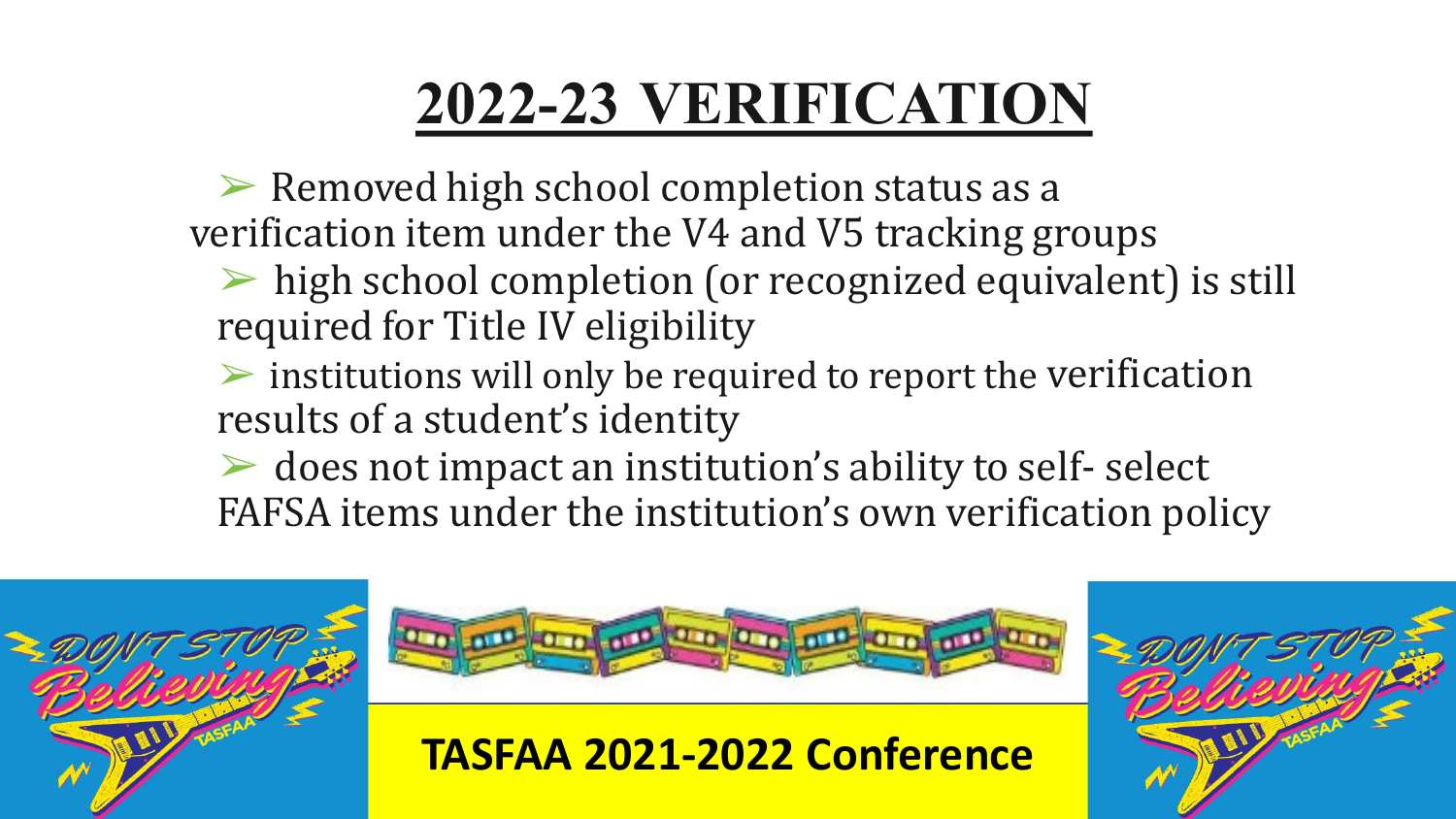# 2022-23 VERIFICATION

- Removed high school completion status as a verification item under the V4 and V5 tracking groups
  - high school completion (or recognized equivalent) is still required for Title IV eligibility
  - institutions will only be required to report the verification results of a student's identity
  - does not impact an institution's ability to self- select FAFSA items under the institution's own verification policy

TASFAA 2021-2022 Conference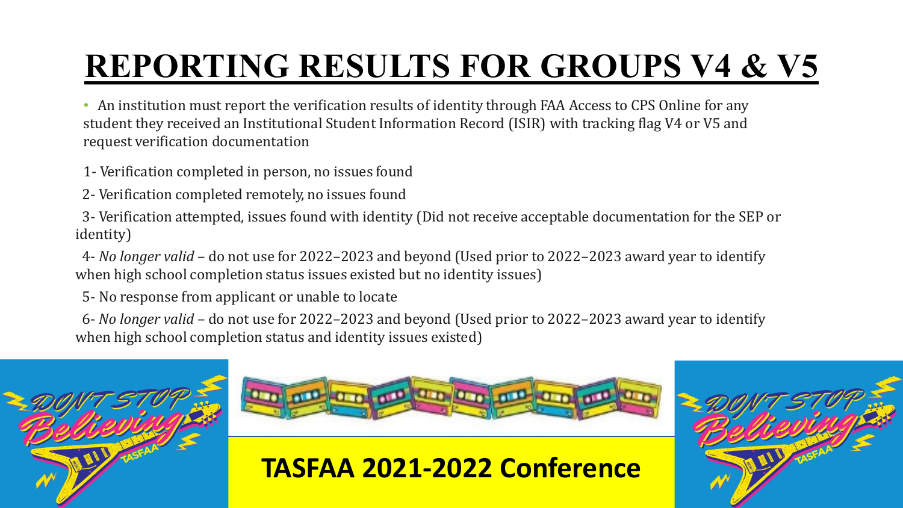# REPORTING RESULTS FOR GROUPS V4 & V5

- An institution must report the verification results of identity through FAA Access to CPS Online for any student they received an Institutional Student Information Record (ISIR) with tracking flag V4 or V5 and request verification documentation

1- Verification completed in person, no issues found

2- Verification completed remotely, no issues found

3- Verification attempted, issues found with identity (Did not receive acceptable documentation for the SEP or identity)

4- *No longer valid* – do not use for 2022–2023 and beyond (Used prior to 2022–2023 award year to identify when high school completion status issues existed but no identity issues)

5- No response from applicant or unable to locate

6- *No longer valid* – do not use for 2022–2023 and beyond (Used prior to 2022–2023 award year to identify when high school completion status and identity issues existed)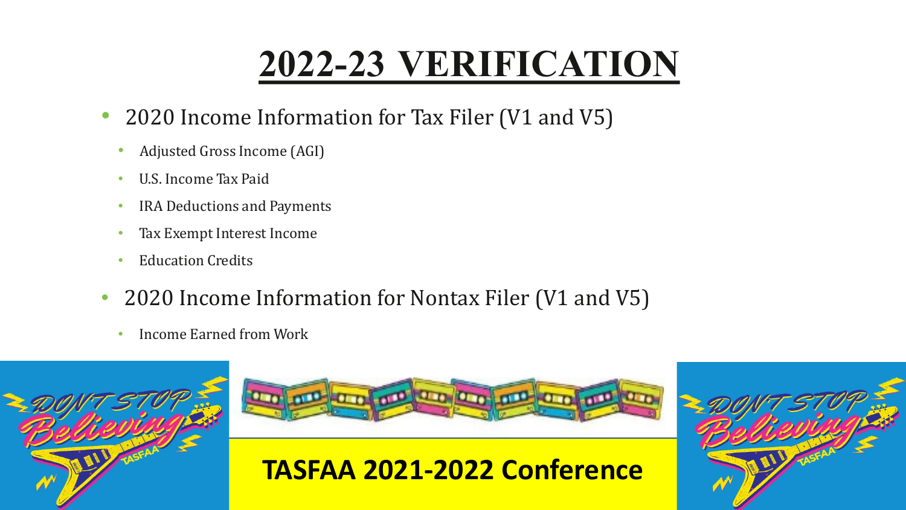# 2022-23 VERIFICATION

- 2020 Income Information for Tax Filer (V1 and V5)
  - Adjusted Gross Income (AGI)
  - U.S. Income Tax Paid
  - IRA Deductions and Payments
  - Tax Exempt Interest Income
  - Education Credits
- 2020 Income Information for Nontax Filer (V1 and V5)
  - Income Earned from Work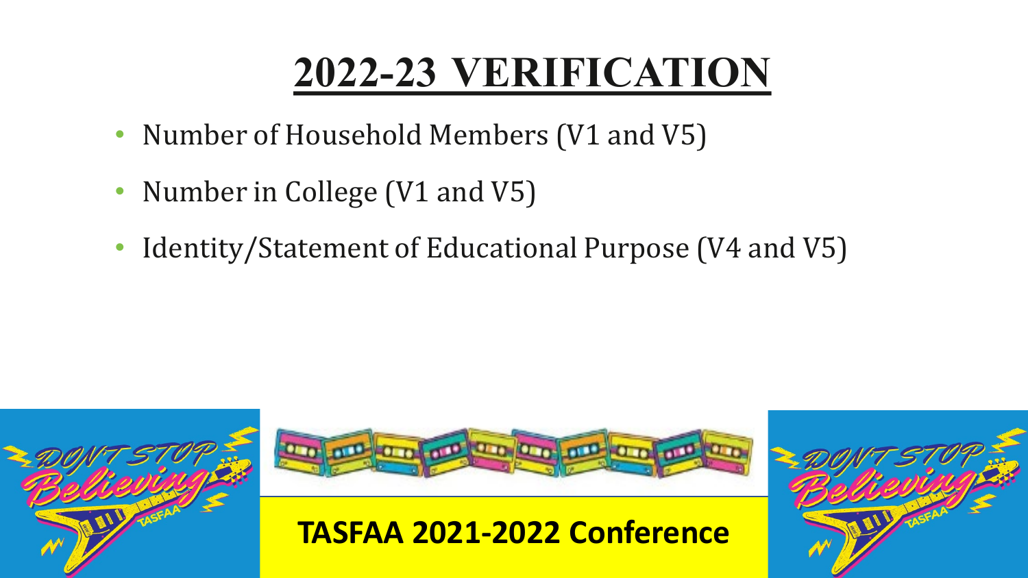# 2022-23 VERIFICATION

- Number of Household Members (V1 and V5)
- Number in College (V1 and V5)
- Identity/Statement of Educational Purpose (V4 and V5)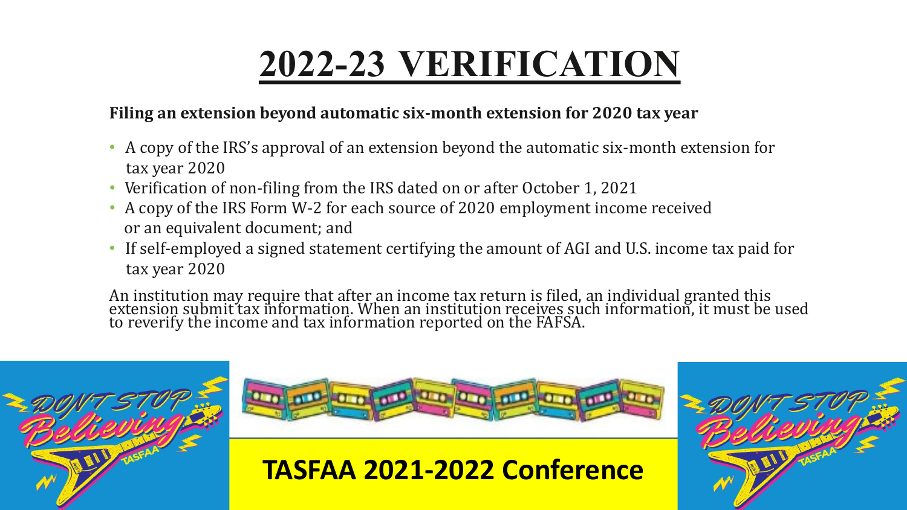# 2022-23 VERIFICATION

**Filing an extension beyond automatic six-month extension for 2020 tax year**

- A copy of the IRS's approval of an extension beyond the automatic six-month extension for tax year 2020
- Verification of non-filing from the IRS dated on or after October 1, 2021
- A copy of the IRS Form W-2 for each source of 2020 employment income received or an equivalent document; and
- If self-employed a signed statement certifying the amount of AGI and U.S. income tax paid for tax year 2020

An institution may require that after an income tax return is filed, an individual granted this extension submit tax information. When an institution receives such information, it must be used to reverify the income and tax information reported on the FAFSA.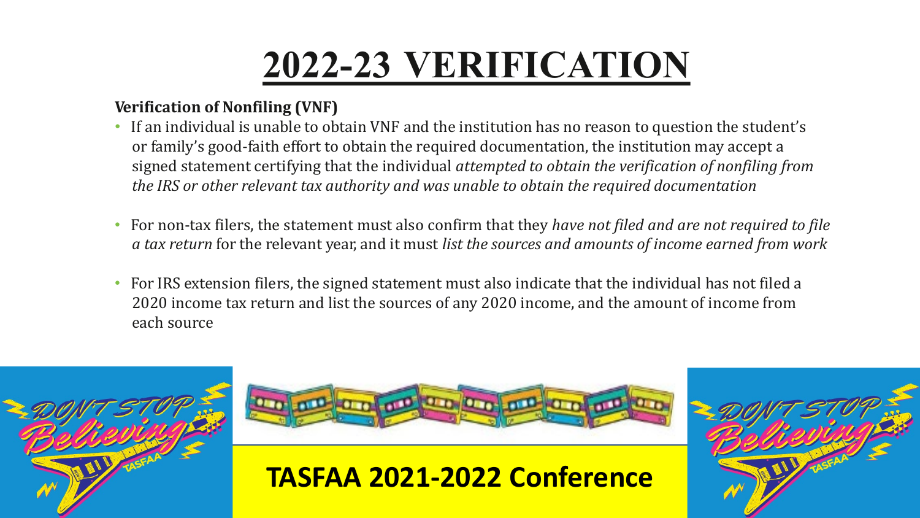# 2022-23 VERIFICATION

**Verification of Nonfiling (VNF)**

- If an individual is unable to obtain VNF and the institution has no reason to question the student's or family's good-faith effort to obtain the required documentation, the institution may accept a signed statement certifying that the individual *attempted to obtain the verification of nonfiling from the IRS or other relevant tax authority and was unable to obtain the required documentation*
- For non-tax filers, the statement must also confirm that they *have not filed and are not required to file a tax return* for the relevant year, and it must *list the sources and amounts of income earned from work*
- For IRS extension filers, the signed statement must also indicate that the individual has not filed a 2020 income tax return and list the sources of any 2020 income, and the amount of income from each source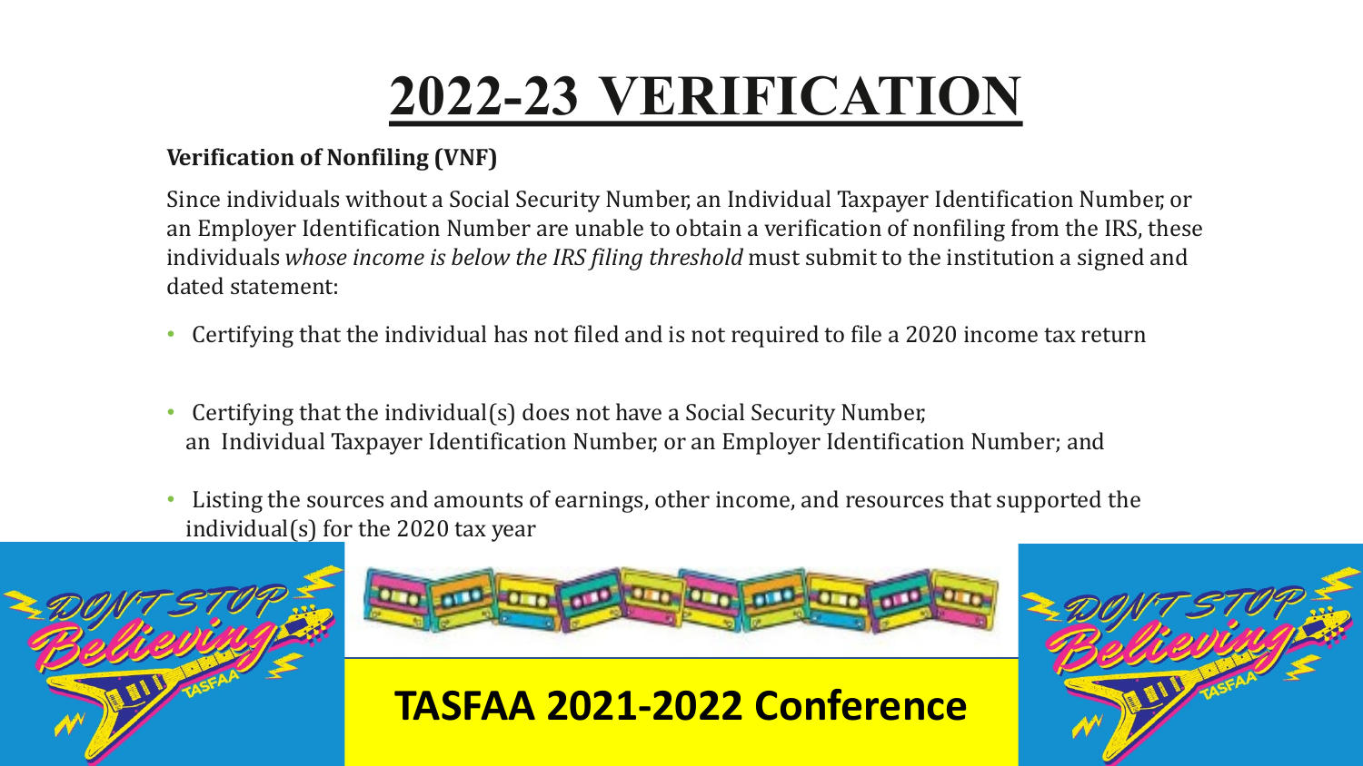# 2022-23 VERIFICATION

**Verification of Nonfiling (VNF)**

Since individuals without a Social Security Number, an Individual Taxpayer Identification Number, or an Employer Identification Number are unable to obtain a verification of nonfiling from the IRS, these individuals *whose income is below the IRS filing threshold* must submit to the institution a signed and dated statement:

- Certifying that the individual has not filed and is not required to file a 2020 income tax return
- Certifying that the individual(s) does not have a Social Security Number, an Individual Taxpayer Identification Number, or an Employer Identification Number; and
- Listing the sources and amounts of earnings, other income, and resources that supported the individual(s) for the 2020 tax year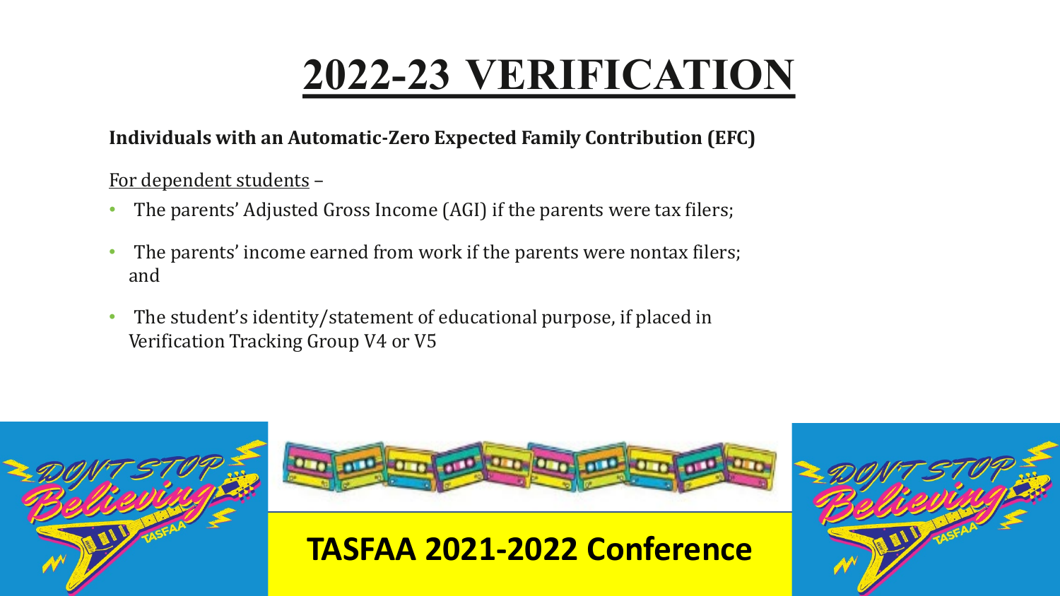# 2022-23 VERIFICATION

**Individuals with an Automatic-Zero Expected Family Contribution (EFC)**

For dependent students –

- The parents' Adjusted Gross Income (AGI) if the parents were tax filers;
- The parents' income earned from work if the parents were nontax filers; and
- The student's identity/statement of educational purpose, if placed in Verification Tracking Group V4 or V5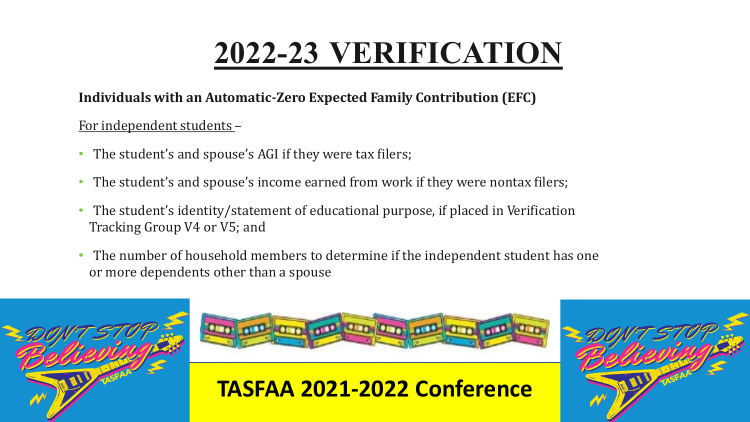# 2022-23 VERIFICATION

**Individuals with an Automatic-Zero Expected Family Contribution (EFC)**

For independent students –

- The student's and spouse's AGI if they were tax filers;
- The student's and spouse's income earned from work if they were nontax filers;
- The student's identity/statement of educational purpose, if placed in Verification Tracking Group V4 or V5; and
- The number of household members to determine if the independent student has one or more dependents other than a spouse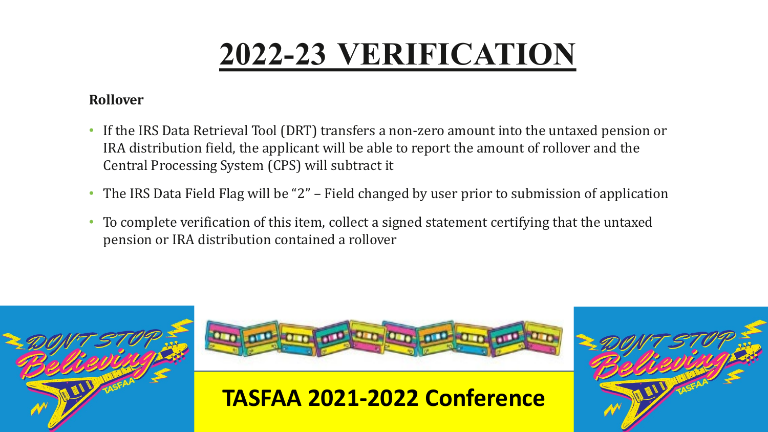# 2022-23 VERIFICATION

**Rollover**

- If the IRS Data Retrieval Tool (DRT) transfers a non-zero amount into the untaxed pension or IRA distribution field, the applicant will be able to report the amount of rollover and the Central Processing System (CPS) will subtract it
- The IRS Data Field Flag will be "2" – Field changed by user prior to submission of application
- To complete verification of this item, collect a signed statement certifying that the untaxed pension or IRA distribution contained a rollover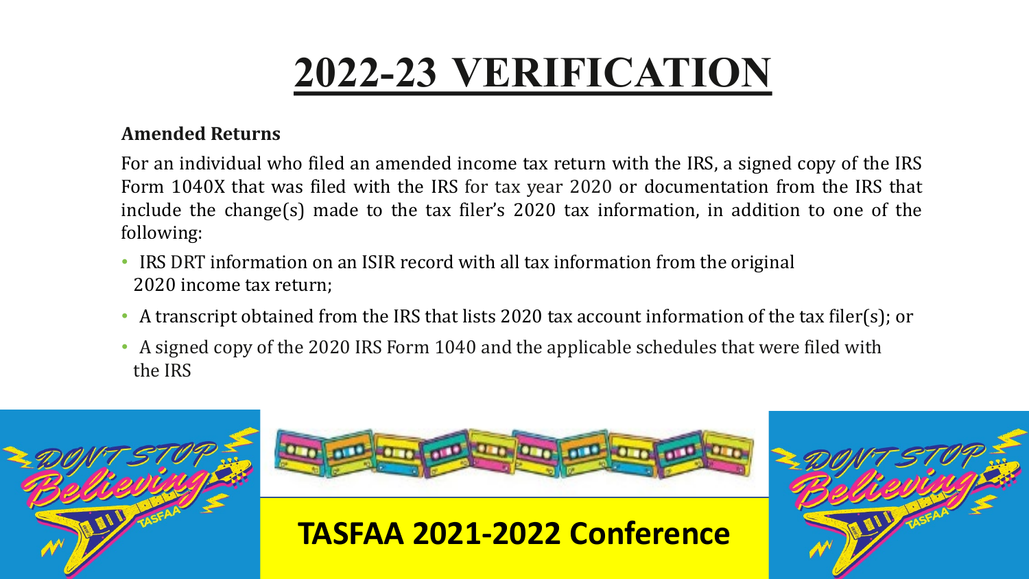# 2022-23 VERIFICATION

**Amended Returns**

For an individual who filed an amended income tax return with the IRS, a signed copy of the IRS Form 1040X that was filed with the IRS for tax year 2020 or documentation from the IRS that include the change(s) made to the tax filer's 2020 tax information, in addition to one of the following:

- IRS DRT information on an ISIR record with all tax information from the original 2020 income tax return;
- A transcript obtained from the IRS that lists 2020 tax account information of the tax filer(s); or
- A signed copy of the 2020 IRS Form 1040 and the applicable schedules that were filed with the IRS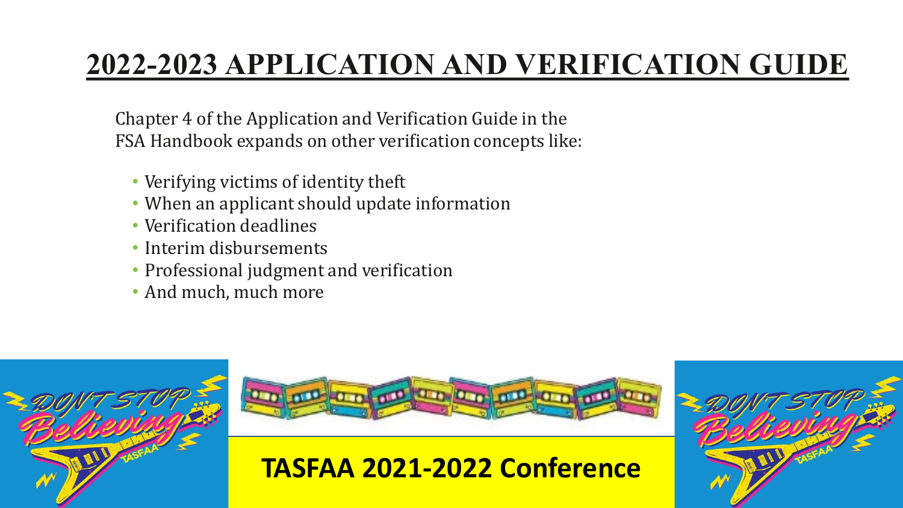# 2022-2023 APPLICATION AND VERIFICATION GUIDE

Chapter 4 of the Application and Verification Guide in the FSA Handbook expands on other verification concepts like:

- Verifying victims of identity theft
- When an applicant should update information
- Verification deadlines
- Interim disbursements
- Professional judgment and verification
- And much, much more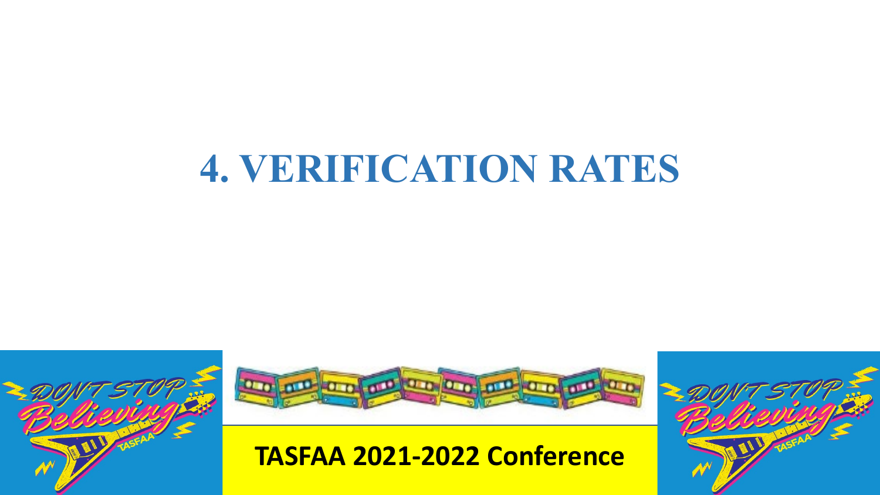# 4. VERIFICATION RATES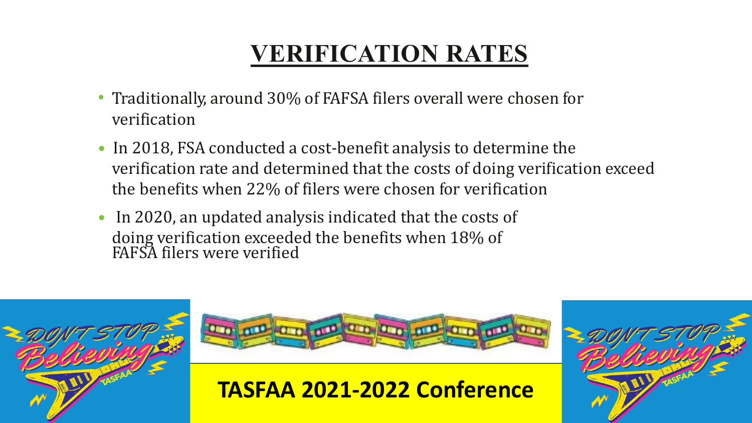# VERIFICATION RATES

- Traditionally, around 30% of FAFSA filers overall were chosen for verification
- In 2018, FSA conducted a cost-benefit analysis to determine the verification rate and determined that the costs of doing verification exceed the benefits when 22% of filers were chosen for verification
- In 2020, an updated analysis indicated that the costs of doing verification exceeded the benefits when 18% of FAFSA filers were verified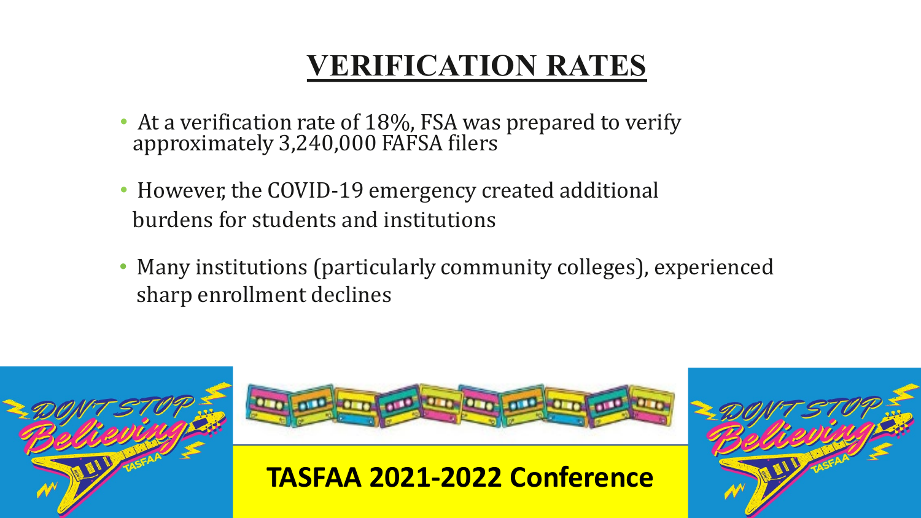# VERIFICATION RATES

- At a verification rate of 18%, FSA was prepared to verify approximately 3,240,000 FAFSA filers
- However, the COVID-19 emergency created additional burdens for students and institutions
- Many institutions (particularly community colleges), experienced sharp enrollment declines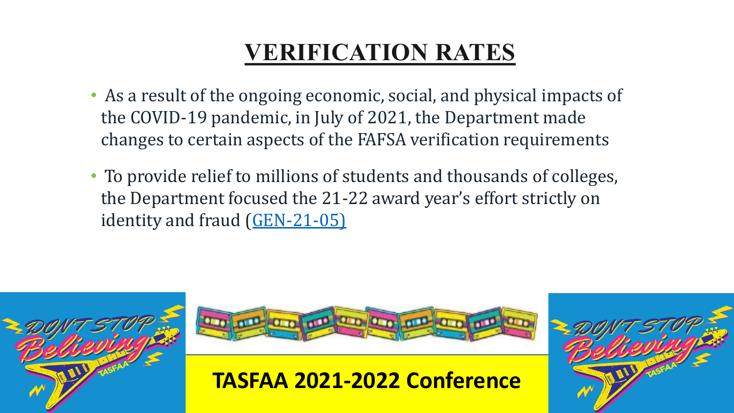# VERIFICATION RATES

- As a result of the ongoing economic, social, and physical impacts of the COVID-19 pandemic, in July of 2021, the Department made changes to certain aspects of the FAFSA verification requirements
- To provide relief to millions of students and thousands of colleges, the Department focused the 21-22 award year's effort strictly on identity and fraud (GEN-21-05)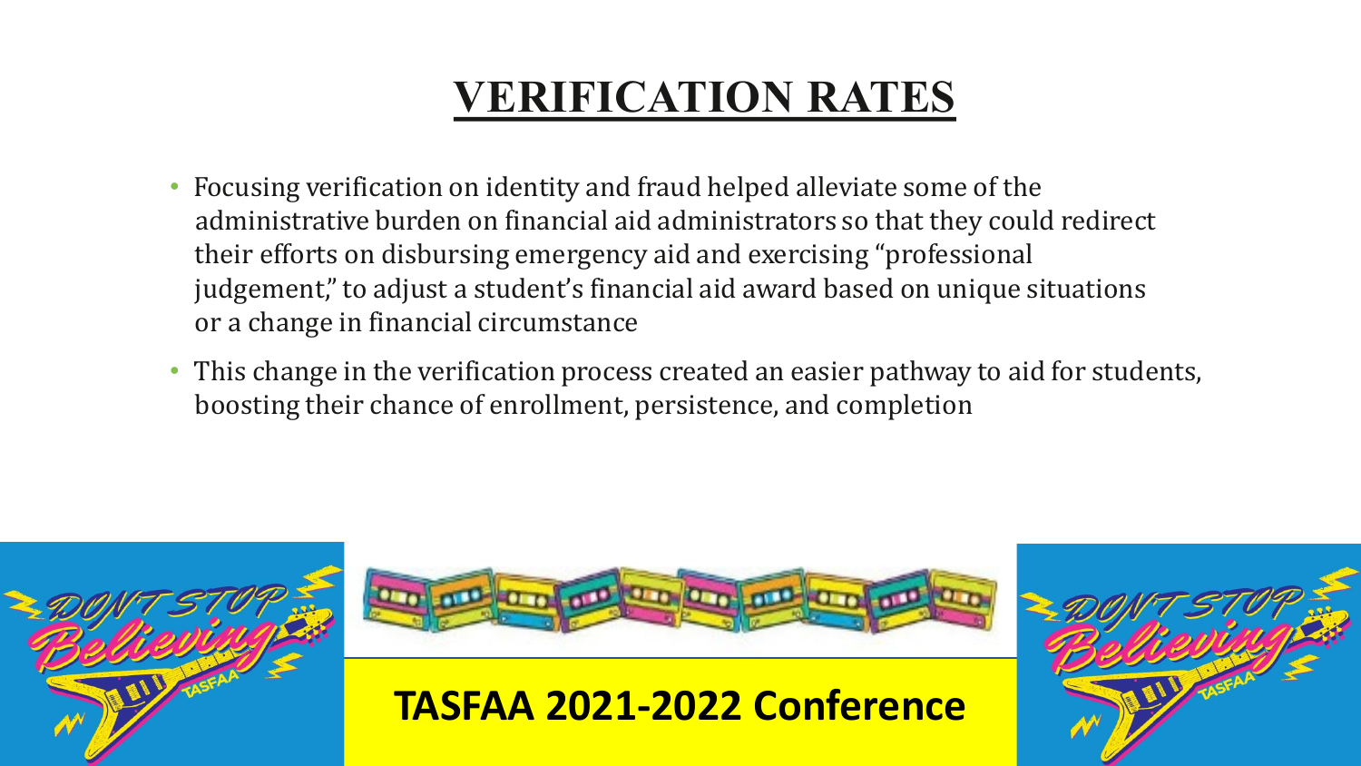# VERIFICATION RATES

- Focusing verification on identity and fraud helped alleviate some of the administrative burden on financial aid administrators so that they could redirect their efforts on disbursing emergency aid and exercising "professional judgement," to adjust a student's financial aid award based on unique situations or a change in financial circumstance
- This change in the verification process created an easier pathway to aid for students, boosting their chance of enrollment, persistence, and completion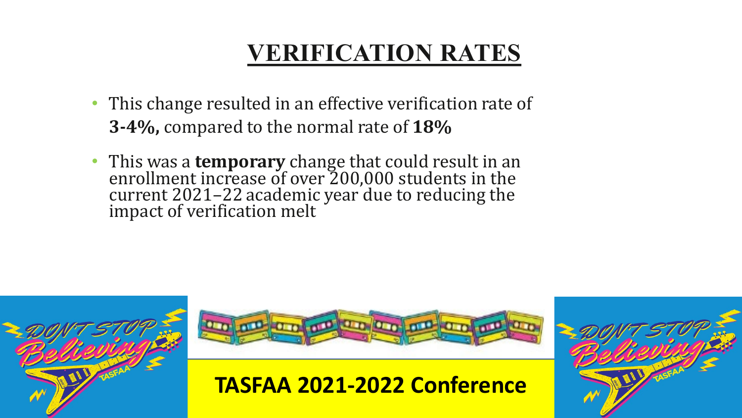# VERIFICATION RATES

- This change resulted in an effective verification rate of **3-4%,** compared to the normal rate of **18%**
- This was a **temporary** change that could result in an enrollment increase of over 200,000 students in the current 2021–22 academic year due to reducing the impact of verification melt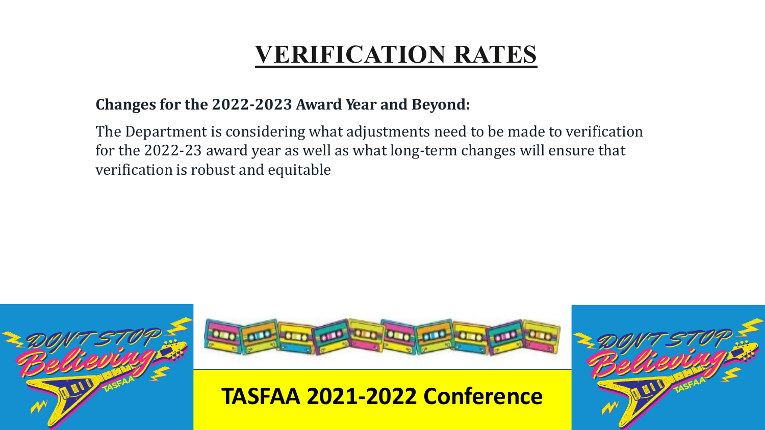# VERIFICATION RATES

**Changes for the 2022-2023 Award Year and Beyond:**

The Department is considering what adjustments need to be made to verification for the 2022-23 award year as well as what long-term changes will ensure that verification is robust and equitable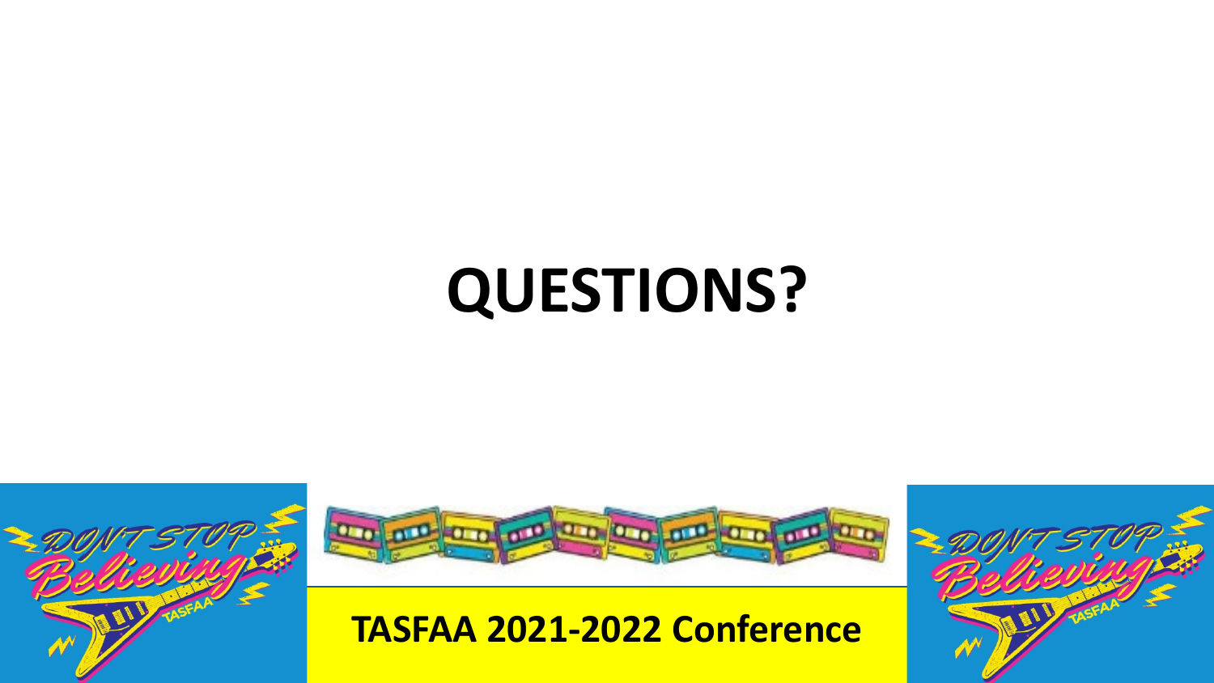# QUESTIONS?

TASFAA 2021-2022 Conference